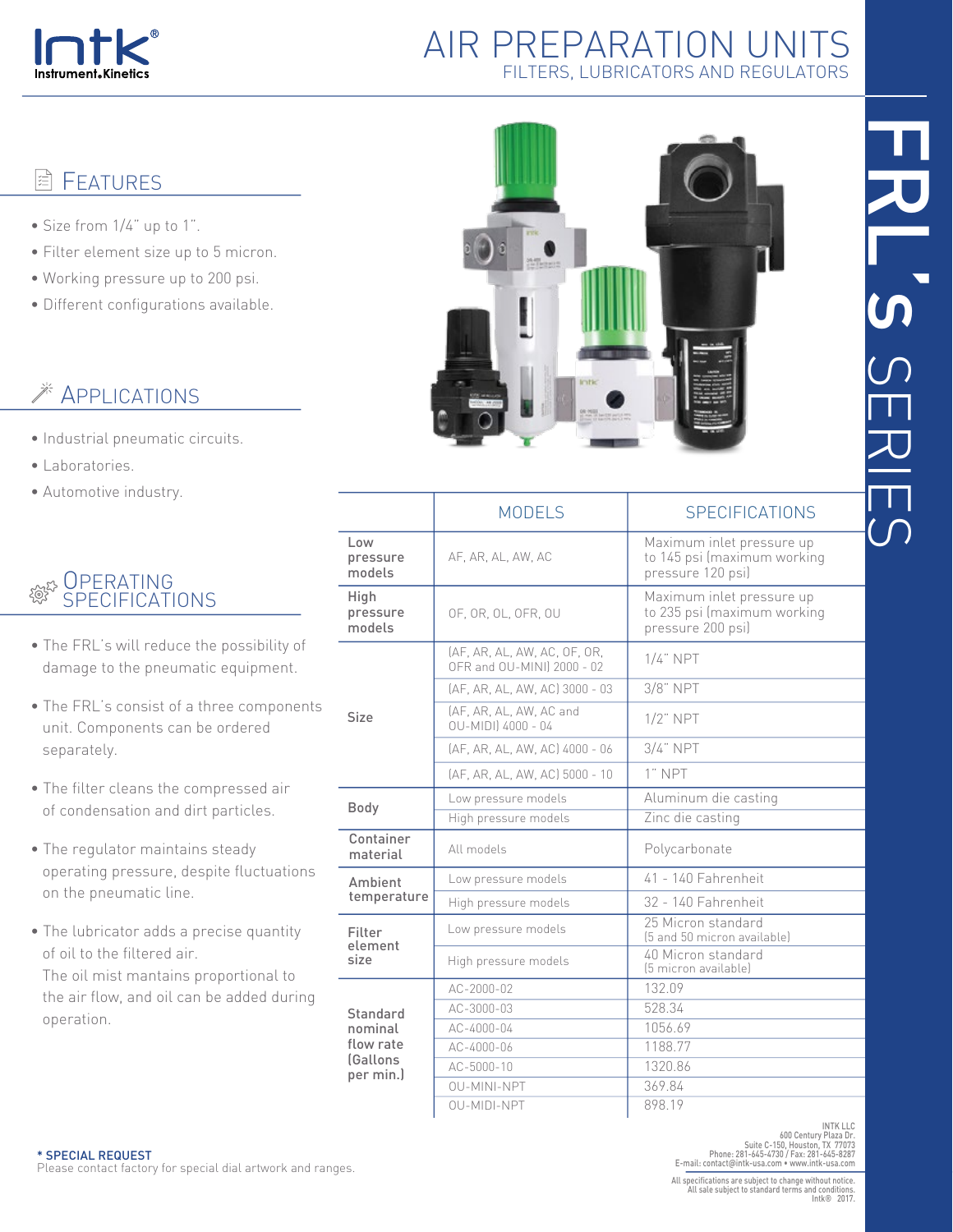Intk®
Instrument.Kinetics

# AIR PREPARATION UNITS

## FILTERS, LUBRICATORS AND REGULATORS

# FRL'S SERIES

## FEATURES

- Size from 1/4" up to 1".
- Filter element size up to 5 micron.
- Working pressure up to 200 psi.
- Different configurations available.

## APPLICATIONS

- Industrial pneumatic circuits.
- Laboratories.
- Automotive industry.

## OPERATING SPECIFICATIONS

- The FRL's will reduce the possibility of damage to the pneumatic equipment.
- The FRL's consist of a three components unit. Components can be ordered separately.
- The filter cleans the compressed air of condensation and dirt particles.
- The regulator maintains steady operating pressure, despite fluctuations on the pneumatic line.
- The lubricator adds a precise quantity of oil to the filtered air. The oil mist mantains proportional to the air flow, and oil can be added during operation.

| | MODELS | SPECIFICATIONS |
|---|---|---|
| Low pressure models | AF, AR, AL, AW, AC | Maximum inlet pressure up to 145 psi (maximum working pressure 120 psi) |
| High pressure models | OF, OR, OL, OFR, OU | Maximum inlet pressure up to 235 psi (maximum working pressure 200 psi) |
| Size | (AF, AR, AL, AW, AC, OF, OR, OFR and OU-MINI) 2000 - 02 | 1/4" NPT |
| | (AF, AR, AL, AW, AC) 3000 - 03 | 3/8" NPT |
| | (AF, AR, AL, AW, AC and OU-MIDI) 4000 - 04 | 1/2" NPT |
| | (AF, AR, AL, AW, AC) 4000 - 06 | 3/4" NPT |
| | (AF, AR, AL, AW, AC) 5000 - 10 | 1" NPT |
| Body | Low pressure models | Aluminum die casting |
| | High pressure models | Zinc die casting |
| Container material | All models | Polycarbonate |
| Ambient temperature | Low pressure models | 41 - 140 Fahrenheit |
| | High pressure models | 32 - 140 Fahrenheit |
| Filter element size | Low pressure models | 25 Micron standard (5 and 50 micron available) |
| | High pressure models | 40 Micron standard (5 micron available) |
| Standard nominal flow rate (Gallons per min.) | AC-2000-02 | 132.09 |
| | AC-3000-03 | 528.34 |
| | AC-4000-04 | 1056.69 |
| | AC-4000-06 | 1188.77 |
| | AC-5000-10 | 1320.86 |
| | OU-MINI-NPT | 369.84 |
| | OU-MIDI-NPT | 898.19 |

**\* SPECIAL REQUEST**
Please contact factory for special dial artwork and ranges.

INTK LLC
600 Century Plaza Dr.
Suite C-150, Houston, TX 77073
Phone: 281-645-4730 / Fax: 281-645-8287
E-mail: contact@intk-usa.com • www.intk-usa.com

All specifications are subject to change without notice.
All sale subject to standard terms and conditions.
Intk® 2017.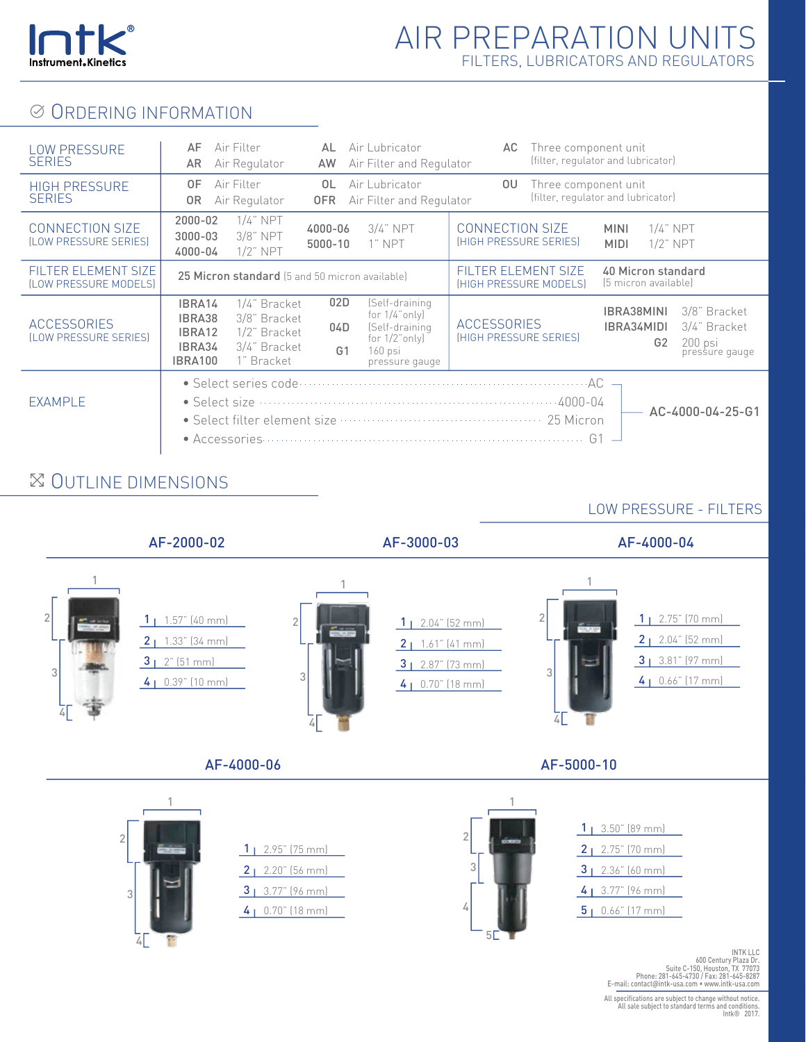# AIR PREPARATION UNITS

## FILTERS, LUBRICATORS AND REGULATORS

## ORDERING INFORMATION

| | | | |
|---|---|---|---|
| LOW PRESSURE SERIES | AF Air Filter<br>AR Air Regulator | AL Air Lubricator<br>AW Air Filter and Regulator | AC Three component unit (filter, regulator and lubricator) |
| HIGH PRESSURE SERIES | OF Air Filter<br>OR Air Regulator | OL Air Lubricator<br>OFR Air Filter and Regulator | OU Three component unit (filter, regulator and lubricator) |

| | | | |
|---|---|---|---|
| CONNECTION SIZE (LOW PRESSURE SERIES) | **2000-02** 1/4" NPT<br>**3000-03** 3/8" NPT<br>**4000-04** 1/2" NPT<br>**4000-06** 3/4" NPT<br>**5000-10** 1" NPT | CONNECTION SIZE (HIGH PRESSURE SERIES) | **MINI** 1/4" NPT<br>**MIDI** 1/2" NPT |
| FILTER ELEMENT SIZE (LOW PRESSURE MODELS) | **25 Micron standard** (5 and 50 micron available) | FILTER ELEMENT SIZE (HIGH PRESSURE MODELS) | **40 Micron standard** (5 micron available) |
| ACCESSORIES (LOW PRESSURE SERIES) | **IBRA14** 1/4" Bracket<br>**IBRA38** 3/8" Bracket<br>**IBRA12** 1/2" Bracket<br>**IBRA34** 3/4" Bracket<br>**IBRA100** 1" Bracket<br>**02D** (Self-draining for 1/4" only)<br>**04D** (Self-draining for 1/2" only)<br>**G1** 160 psi pressure gauge | ACCESSORIES (HIGH PRESSURE SERIES) | **IBRA38MINI** 3/8" Bracket<br>**IBRA34MIDI** 3/4" Bracket<br>**G2** 200 psi pressure gauge |

**EXAMPLE**

- Select series code ........ AC
- Select size ........ 4000-04
- Select filter element size ........ 25 Micron
- Accessories ........ G1

**AC-4000-04-25-G1**

## OUTLINE DIMENSIONS

### LOW PRESSURE - FILTERS

**AF-2000-02**

| Dim. | Value |
|---|---|
| 1 | 1.57" (40 mm) |
| 2 | 1.33" (34 mm) |
| 3 | 2" (51 mm) |
| 4 | 0.39" (10 mm) |

**AF-3000-03**

| Dim. | Value |
|---|---|
| 1 | 2.04" (52 mm) |
| 2 | 1.61" (41 mm) |
| 3 | 2.87" (73 mm) |
| 4 | 0.70" (18 mm) |

**AF-4000-04**

| Dim. | Value |
|---|---|
| 1 | 2.75" (70 mm) |
| 2 | 2.04" (52 mm) |
| 3 | 3.81" (97 mm) |
| 4 | 0.66" (17 mm) |

**AF-4000-06**

| Dim. | Value |
|---|---|
| 1 | 2.95" (75 mm) |
| 2 | 2.20" (56 mm) |
| 3 | 3.77" (96 mm) |
| 4 | 0.70" (18 mm) |

**AF-5000-10**

| Dim. | Value |
|---|---|
| 1 | 3.50" (89 mm) |
| 2 | 2.75" (70 mm) |
| 3 | 2.36" (60 mm) |
| 4 | 3.77" (96 mm) |
| 5 | 0.66" (17 mm) |

INTK LLC
600 Century Plaza Dr.
Suite C-150, Houston, TX 77073
Phone: 281-645-4730 / Fax: 281-645-8287
E-mail: contact@intk-usa.com • www.intk-usa.com

All specifications are subject to change without notice.
All sale subject to standard terms and conditions.
Intk® 2017.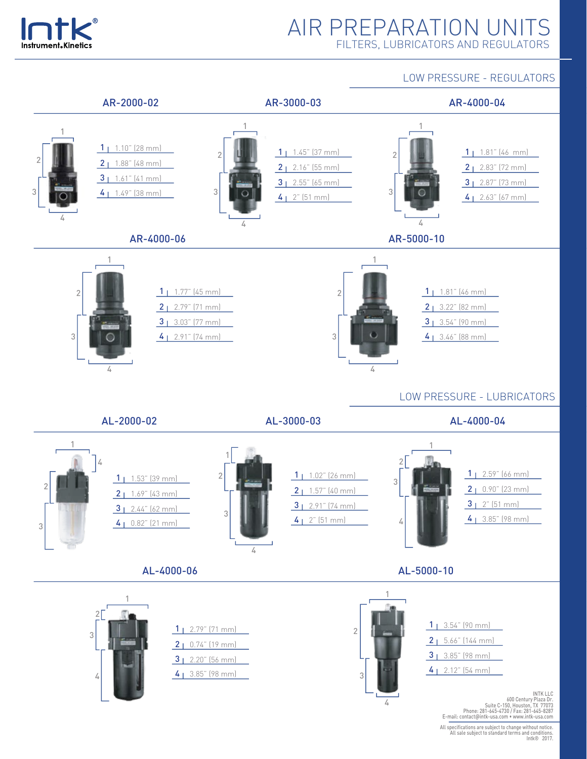# AIR PREPARATION UNITS
FILTERS, LUBRICATORS AND REGULATORS

## LOW PRESSURE - REGULATORS

### AR-2000-02

1 | 1.10" (28 mm)
2 | 1.88" (48 mm)
3 | 1.61" (41 mm)
4 | 1.49" (38 mm)

### AR-3000-03

1 | 1.45" (37 mm)
2 | 2.16" (55 mm)
3 | 2.55" (65 mm)
4 | 2" (51 mm)

### AR-4000-04

1 | 1.81" (46 mm)
2 | 2.83" (72 mm)
3 | 2.87" (73 mm)
4 | 2.63" (67 mm)

### AR-4000-06

1 | 1.77" (45 mm)
2 | 2.79" (71 mm)
3 | 3.03" (77 mm)
4 | 2.91" (74 mm)

### AR-5000-10

1 | 1.81" (46 mm)
2 | 3.22" (82 mm)
3 | 3.54" (90 mm)
4 | 3.46" (88 mm)

## LOW PRESSURE - LUBRICATORS

### AL-2000-02

1 | 1.53" (39 mm)
2 | 1.69" (43 mm)
3 | 2.44" (62 mm)
4 | 0.82" (21 mm)

### AL-3000-03

1 | 1.02" (26 mm)
2 | 1.57" (40 mm)
3 | 2.91" (74 mm)
4 | 2" (51 mm)

### AL-4000-04

1 | 2.59" (66 mm)
2 | 0.90" (23 mm)
3 | 2" (51 mm)
4 | 3.85" (98 mm)

### AL-4000-06

1 | 2.79" (71 mm)
2 | 0.74" (19 mm)
3 | 2.20" (56 mm)
4 | 3.85" (98 mm)

### AL-5000-10

1 | 3.54" (90 mm)
2 | 5.66" (144 mm)
3 | 3.85" (98 mm)
4 | 2.12" (54 mm)

INTK LLC
600 Century Plaza Dr.
Suite C-150, Houston, TX 77073
Phone: 281-645-4730 / Fax: 281-645-8287
E-mail: contact@intk-usa.com • www.intk-usa.com

All specifications are subject to change without notice.
All sale subject to standard terms and conditions.
Intk® 2017.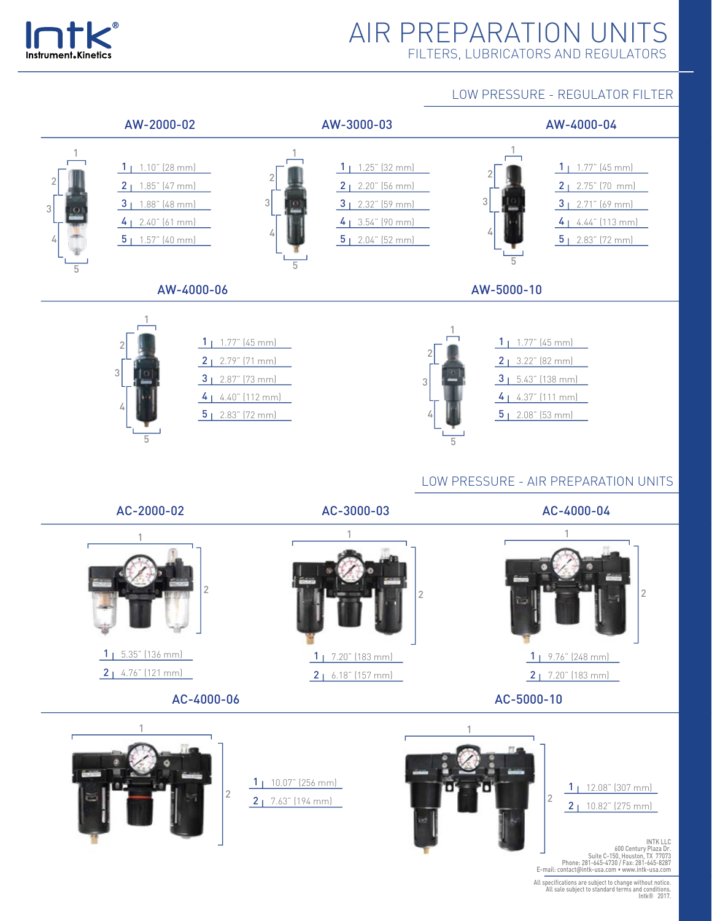# AIR PREPARATION UNITS

FILTERS, LUBRICATORS AND REGULATORS

## LOW PRESSURE - REGULATOR FILTER

### AW-2000-02

| | |
|---|---|
| 1 | 1.10" (28 mm) |
| 2 | 1.85" (47 mm) |
| 3 | 1.88" (48 mm) |
| 4 | 2.40" (61 mm) |
| 5 | 1.57" (40 mm) |

### AW-3000-03

| | |
|---|---|
| 1 | 1.25" (32 mm) |
| 2 | 2.20" (56 mm) |
| 3 | 2.32" (59 mm) |
| 4 | 3.54" (90 mm) |
| 5 | 2.04" (52 mm) |

### AW-4000-04

| | |
|---|---|
| 1 | 1.77" (45 mm) |
| 2 | 2.75" (70 mm) |
| 3 | 2.71" (69 mm) |
| 4 | 4.44" (113 mm) |
| 5 | 2.83" (72 mm) |

### AW-4000-06

| | |
|---|---|
| 1 | 1.77" (45 mm) |
| 2 | 2.79" (71 mm) |
| 3 | 2.87" (73 mm) |
| 4 | 4.40" (112 mm) |
| 5 | 2.83" (72 mm) |

### AW-5000-10

| | |
|---|---|
| 1 | 1.77" (45 mm) |
| 2 | 3.22" (82 mm) |
| 3 | 5.43" (138 mm) |
| 4 | 4.37" (111 mm) |
| 5 | 2.08" (53 mm) |

## LOW PRESSURE - AIR PREPARATION UNITS

### AC-2000-02

| | |
|---|---|
| 1 | 5.35" (136 mm) |
| 2 | 4.76" (121 mm) |

### AC-3000-03

| | |
|---|---|
| 1 | 7.20" (183 mm) |
| 2 | 6.18" (157 mm) |

### AC-4000-04

| | |
|---|---|
| 1 | 9.76" (248 mm) |
| 2 | 7.20" (183 mm) |

### AC-4000-06

| | |
|---|---|
| 1 | 10.07" (256 mm) |
| 2 | 7.63" (194 mm) |

### AC-5000-10

| | |
|---|---|
| 1 | 12.08" (307 mm) |
| 2 | 10.82" (275 mm) |

INTK LLC
600 Century Plaza Dr.
Suite C-150, Houston, TX 77073
Phone: 281-645-4730 / Fax: 281-645-8287
E-mail: contact@intk-usa.com • www.intk-usa.com

All specifications are subject to change without notice.
All sale subject to standard terms and conditions.
Intk® 2017.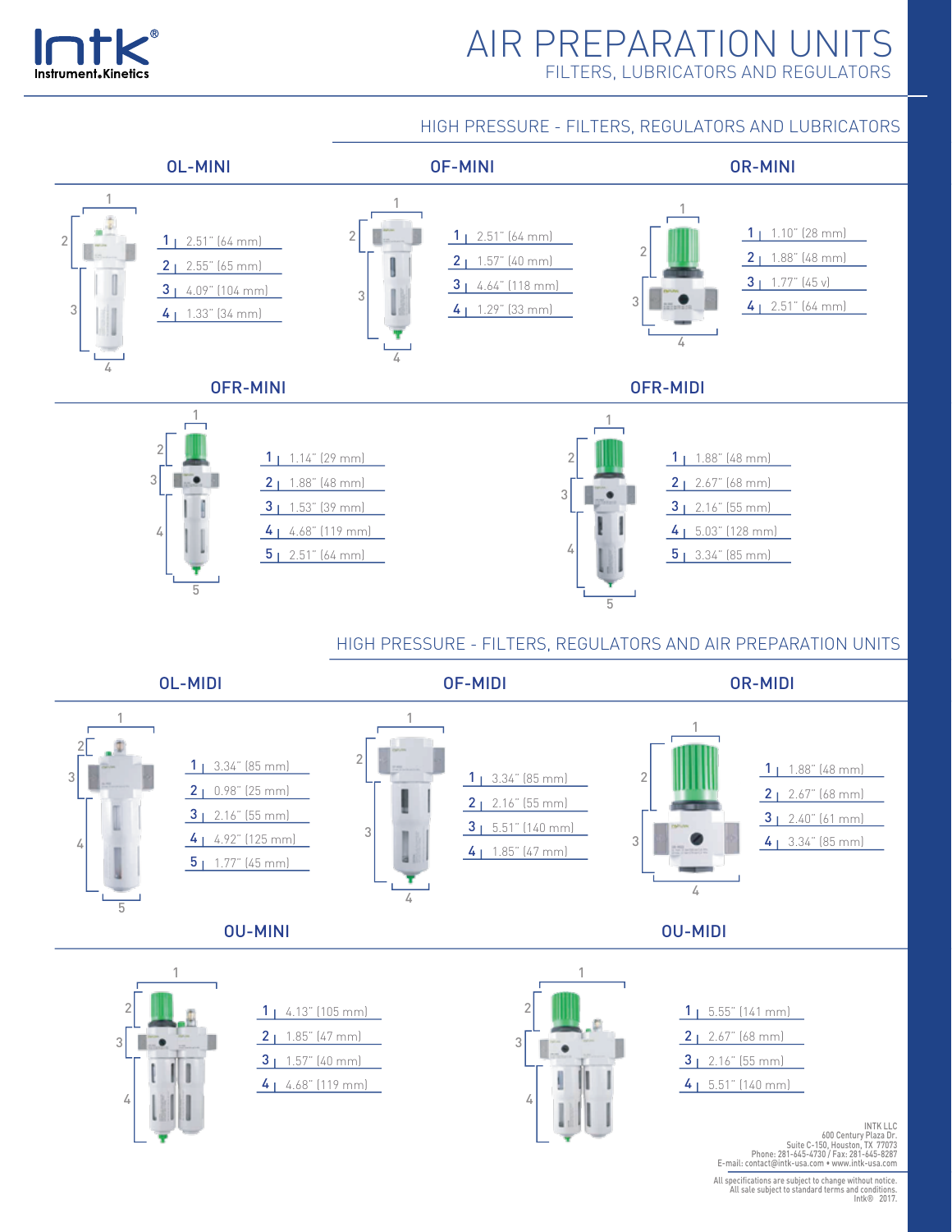# AIR PREPARATION UNITS

FILTERS, LUBRICATORS AND REGULATORS

## HIGH PRESSURE - FILTERS, REGULATORS AND LUBRICATORS

### OL-MINI

1 | 2.51" (64 mm)
2 | 2.55" (65 mm)
3 | 4.09" (104 mm)
4 | 1.33" (34 mm)

### OF-MINI

1 | 2.51" (64 mm)
2 | 1.57" (40 mm)
3 | 4.64" (118 mm)
4 | 1.29" (33 mm)

### OR-MINI

1 | 1.10" (28 mm)
2 | 1.88" (48 mm)
3 | 1.77" (45 v)
4 | 2.51" (64 mm)

### OFR-MINI

1 | 1.14" (29 mm)
2 | 1.88" (48 mm)
3 | 1.53" (39 mm)
4 | 4.68" (119 mm)
5 | 2.51" (64 mm)

### OFR-MIDI

1 | 1.88" (48 mm)
2 | 2.67" (68 mm)
3 | 2.16" (55 mm)
4 | 5.03" (128 mm)
5 | 3.34" (85 mm)

## HIGH PRESSURE - FILTERS, REGULATORS AND AIR PREPARATION UNITS

### OL-MIDI

1 | 3.34" (85 mm)
2 | 0.98" (25 mm)
3 | 2.16" (55 mm)
4 | 4.92" (125 mm)
5 | 1.77" (45 mm)

### OF-MIDI

1 | 3.34" (85 mm)
2 | 2.16" (55 mm)
3 | 5.51" (140 mm)
4 | 1.85" (47 mm)

### OR-MIDI

1 | 1.88" (48 mm)
2 | 2.67" (68 mm)
3 | 2.40" (61 mm)
4 | 3.34" (85 mm)

### OU-MINI

1 | 4.13" (105 mm)
2 | 1.85" (47 mm)
3 | 1.57" (40 mm)
4 | 4.68" (119 mm)

### OU-MIDI

1 | 5.55" (141 mm)
2 | 2.67" (68 mm)
3 | 2.16" (55 mm)
4 | 5.51" (140 mm)

INTK LLC
600 Century Plaza Dr.
Suite C-150, Houston, TX 77073
Phone: 281-645-4730 / Fax: 281-645-8287
E-mail: contact@intk-usa.com • www.intk-usa.com

All specifications are subject to change without notice.
All sale subject to standard terms and conditions.
Intk® 2017.